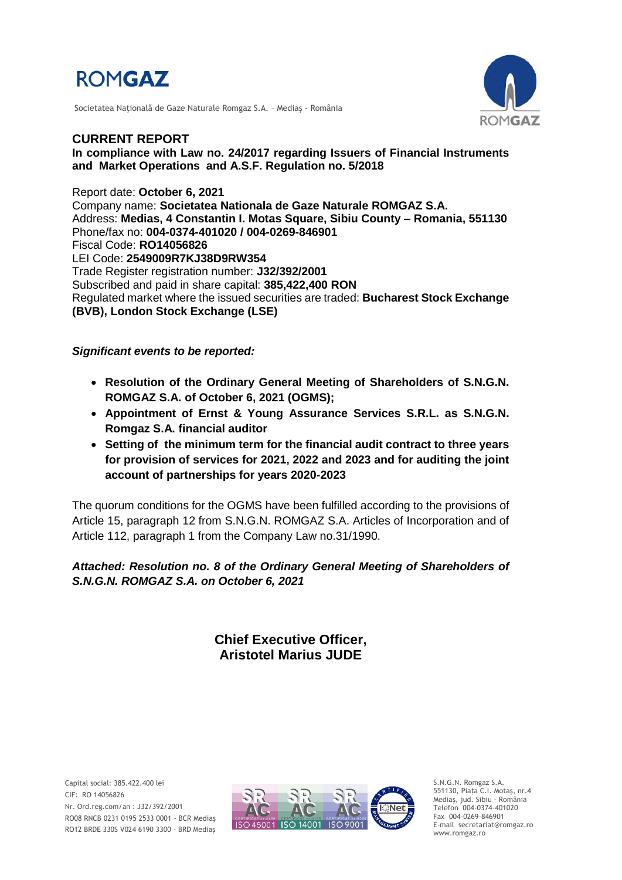# ROMGAZ

Societatea Națională de Gaze Naturale Romgaz S.A. – Mediaș - România

## CURRENT REPORT

**In compliance with Law no. 24/2017 regarding Issuers of Financial Instruments and Market Operations and A.S.F. Regulation no. 5/2018**

Report date: **October 6, 2021**
Company name: **Societatea Nationala de Gaze Naturale ROMGAZ S.A.**
Address: **Medias, 4 Constantin I. Motas Square, Sibiu County – Romania, 551130**
Phone/fax no: **004-0374-401020 / 004-0269-846901**
Fiscal Code: **RO14056826**
LEI Code: **2549009R7KJ38D9RW354**
Trade Register registration number: **J32/392/2001**
Subscribed and paid in share capital: **385,422,400 RON**
Regulated market where the issued securities are traded: **Bucharest Stock Exchange (BVB), London Stock Exchange (LSE)**

***Significant events to be reported:***

- **Resolution of the Ordinary General Meeting of Shareholders of S.N.G.N. ROMGAZ S.A. of October 6, 2021 (OGMS);**
- **Appointment of Ernst & Young Assurance Services S.R.L. as S.N.G.N. Romgaz S.A. financial auditor**
- **Setting of the minimum term for the financial audit contract to three years for provision of services for 2021, 2022 and 2023 and for auditing the joint account of partnerships for years 2020-2023**

The quorum conditions for the OGMS have been fulfilled according to the provisions of Article 15, paragraph 12 from S.N.G.N. ROMGAZ S.A. Articles of Incorporation and of Article 112, paragraph 1 from the Company Law no.31/1990.

***Attached: Resolution no. 8 of the Ordinary General Meeting of Shareholders of S.N.G.N. ROMGAZ S.A. on October 6, 2021***

**Chief Executive Officer,**
**Aristotel Marius JUDE**

Capital social: 385.422.400 lei
CIF: RO 14056826
Nr. Ord.reg.com/an : J32/392/2001
RO08 RNCB 0231 0195 2533 0001 - BCR Mediaș
RO12 BRDE 330S V024 6190 3300 - BRD Mediaș

S.N.G.N. Romgaz S.A.
551130, Piața C.I. Motaș, nr.4
Mediaș, jud. Sibiu - România
Telefon 004-0374-401020
Fax 004-0269-846901
E-mail secretariat@romgaz.ro
www.romgaz.ro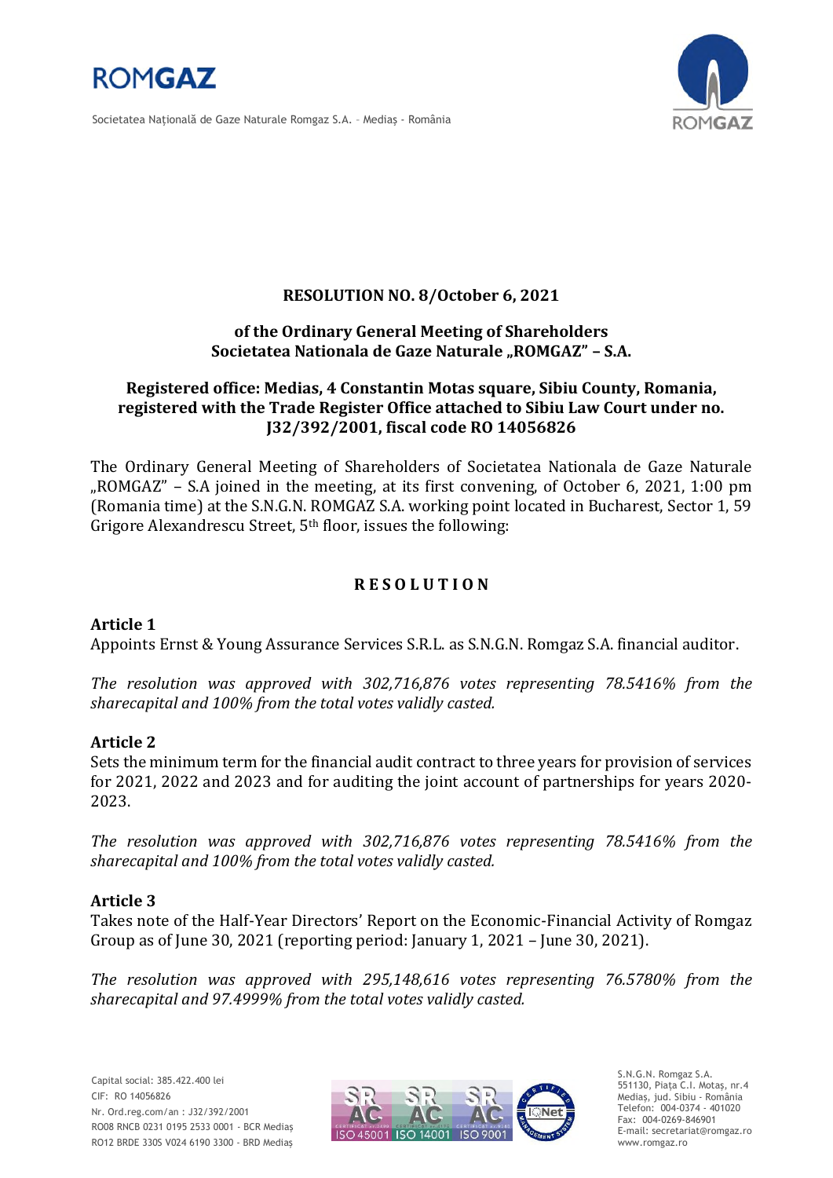**RESOLUTION NO. 8/October 6, 2021**

**of the Ordinary General Meeting of Shareholders**
**Societatea Nationala de Gaze Naturale „ROMGAZ" – S.A.**

**Registered office: Medias, 4 Constantin Motas square, Sibiu County, Romania, registered with the Trade Register Office attached to Sibiu Law Court under no. J32/392/2001, fiscal code RO 14056826**

The Ordinary General Meeting of Shareholders of Societatea Nationala de Gaze Naturale „ROMGAZ" – S.A joined in the meeting, at its first convening, of October 6, 2021, 1:00 pm (Romania time) at the S.N.G.N. ROMGAZ S.A. working point located in Bucharest, Sector 1, 59 Grigore Alexandrescu Street, 5th floor, issues the following:

**R E S O L U T I O N**

**Article 1**

Appoints Ernst & Young Assurance Services S.R.L. as S.N.G.N. Romgaz S.A. financial auditor.

*The resolution was approved with 302,716,876 votes representing 78.5416% from the sharecapital and 100% from the total votes validly casted.*

**Article 2**

Sets the minimum term for the financial audit contract to three years for provision of services for 2021, 2022 and 2023 and for auditing the joint account of partnerships for years 2020-2023.

*The resolution was approved with 302,716,876 votes representing 78.5416% from the sharecapital and 100% from the total votes validly casted.*

**Article 3**

Takes note of the Half-Year Directors' Report on the Economic-Financial Activity of Romgaz Group as of June 30, 2021 (reporting period: January 1, 2021 – June 30, 2021).

*The resolution was approved with 295,148,616 votes representing 76.5780% from the sharecapital and 97.4999% from the total votes validly casted.*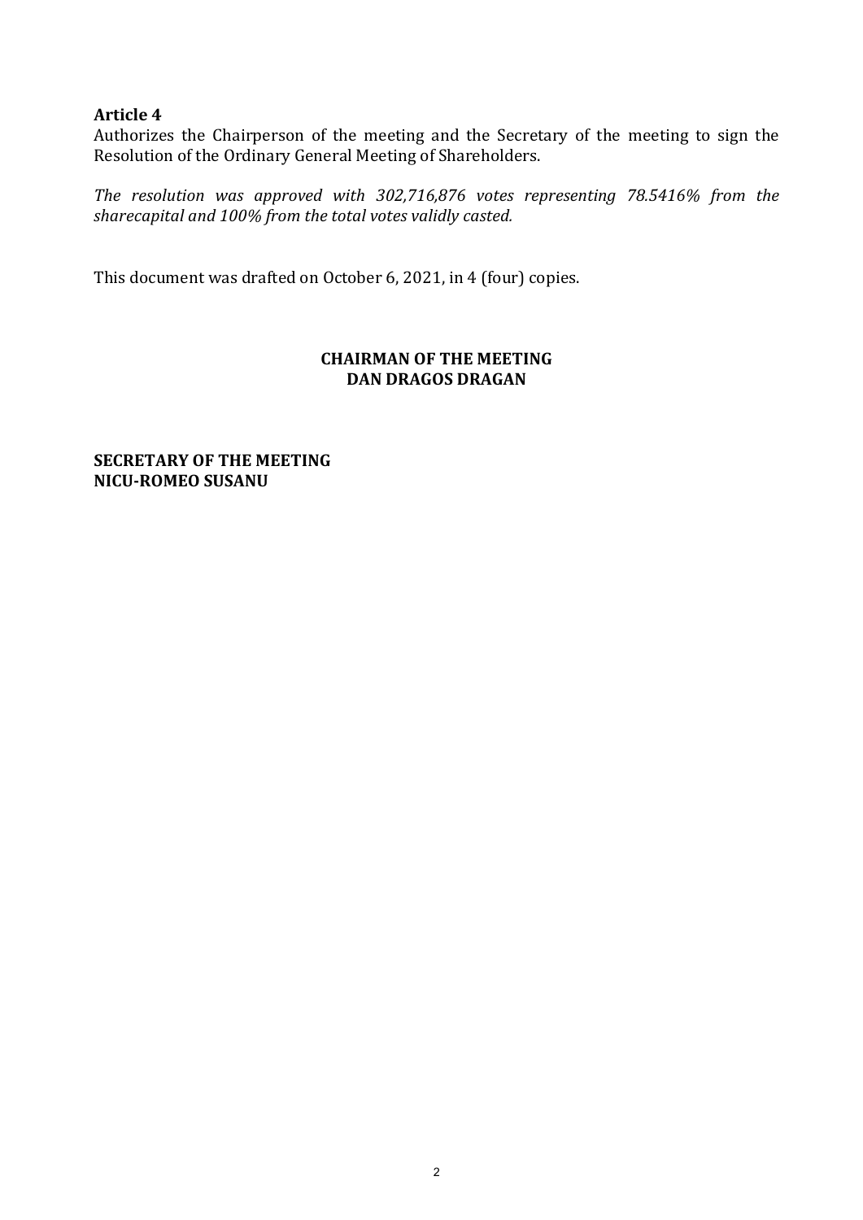**Article 4**
Authorizes the Chairperson of the meeting and the Secretary of the meeting to sign the Resolution of the Ordinary General Meeting of Shareholders.

*The resolution was approved with 302,716,876 votes representing 78.5416% from the sharecapital and 100% from the total votes validly casted.*

This document was drafted on October 6, 2021, in 4 (four) copies.

**CHAIRMAN OF THE MEETING**
**DAN DRAGOS DRAGAN**

**SECRETARY OF THE MEETING**
**NICU-ROMEO SUSANU**